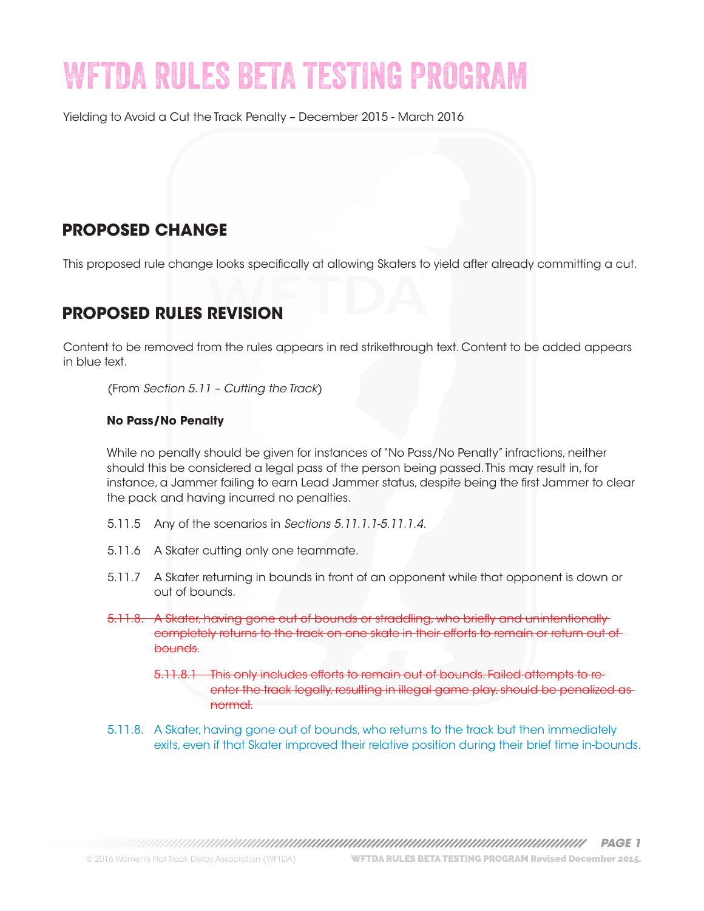# WFTDA RULES BETA TESTING PROGRAM

Yielding to Avoid a Cut the Track Penalty – December 2015 - March 2016

## PROPOSED CHANGE

This proposed rule change looks specifically at allowing Skaters to yield after already committing a cut.

## PROPOSED RULES REVISION

Content to be removed from the rules appears in red strikethrough text. Content to be added appears in blue text.

(From *Section 5.11 – Cutting the Track*)

**No Pass/No Penalty**

While no penalty should be given for instances of "No Pass/No Penalty" infractions, neither should this be considered a legal pass of the person being passed. This may result in, for instance, a Jammer failing to earn Lead Jammer status, despite being the first Jammer to clear the pack and having incurred no penalties.

5.11.5 Any of the scenarios in *Sections 5.11.1.1-5.11.1.4.*

5.11.6 A Skater cutting only one teammate.

5.11.7 A Skater returning in bounds in front of an opponent while that opponent is down or out of bounds.

~~5.11.8. A Skater, having gone out of bounds or straddling, who briefly and unintentionally completely returns to the track on one skate in their efforts to remain or return out of bounds.~~

~~5.11.8.1 This only includes efforts to remain out of bounds. Failed attempts to re-enter the track legally, resulting in illegal game play, should be penalized as normal.~~

5.11.8. A Skater, having gone out of bounds, who returns to the track but then immediately exits, even if that Skater improved their relative position during their brief time in-bounds.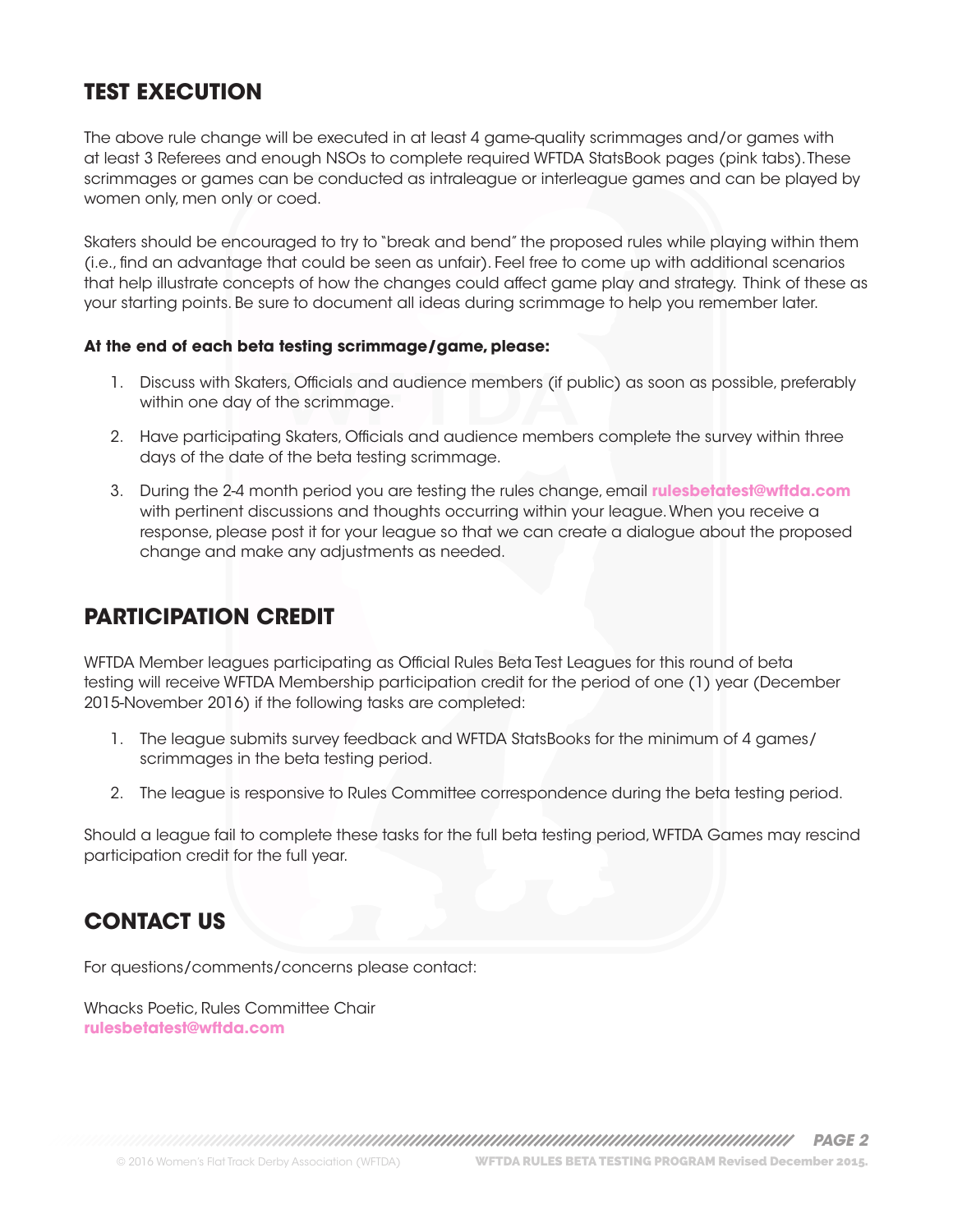## TEST EXECUTION

The above rule change will be executed in at least 4 game-quality scrimmages and/or games with at least 3 Referees and enough NSOs to complete required WFTDA StatsBook pages (pink tabs). These scrimmages or games can be conducted as intraleague or interleague games and can be played by women only, men only or coed.

Skaters should be encouraged to try to "break and bend" the proposed rules while playing within them (i.e., find an advantage that could be seen as unfair). Feel free to come up with additional scenarios that help illustrate concepts of how the changes could affect game play and strategy. Think of these as your starting points. Be sure to document all ideas during scrimmage to help you remember later.

**At the end of each beta testing scrimmage/game, please:**

1. Discuss with Skaters, Officials and audience members (if public) as soon as possible, preferably within one day of the scrimmage.
2. Have participating Skaters, Officials and audience members complete the survey within three days of the date of the beta testing scrimmage.
3. During the 2-4 month period you are testing the rules change, email **rulesbetatest@wftda.com** with pertinent discussions and thoughts occurring within your league. When you receive a response, please post it for your league so that we can create a dialogue about the proposed change and make any adjustments as needed.

## PARTICIPATION CREDIT

WFTDA Member leagues participating as Official Rules Beta Test Leagues for this round of beta testing will receive WFTDA Membership participation credit for the period of one (1) year (December 2015-November 2016) if the following tasks are completed:

1. The league submits survey feedback and WFTDA StatsBooks for the minimum of 4 games/ scrimmages in the beta testing period.
2. The league is responsive to Rules Committee correspondence during the beta testing period.

Should a league fail to complete these tasks for the full beta testing period, WFTDA Games may rescind participation credit for the full year.

## CONTACT US

For questions/comments/concerns please contact:

Whacks Poetic, Rules Committee Chair
**rulesbetatest@wftda.com**